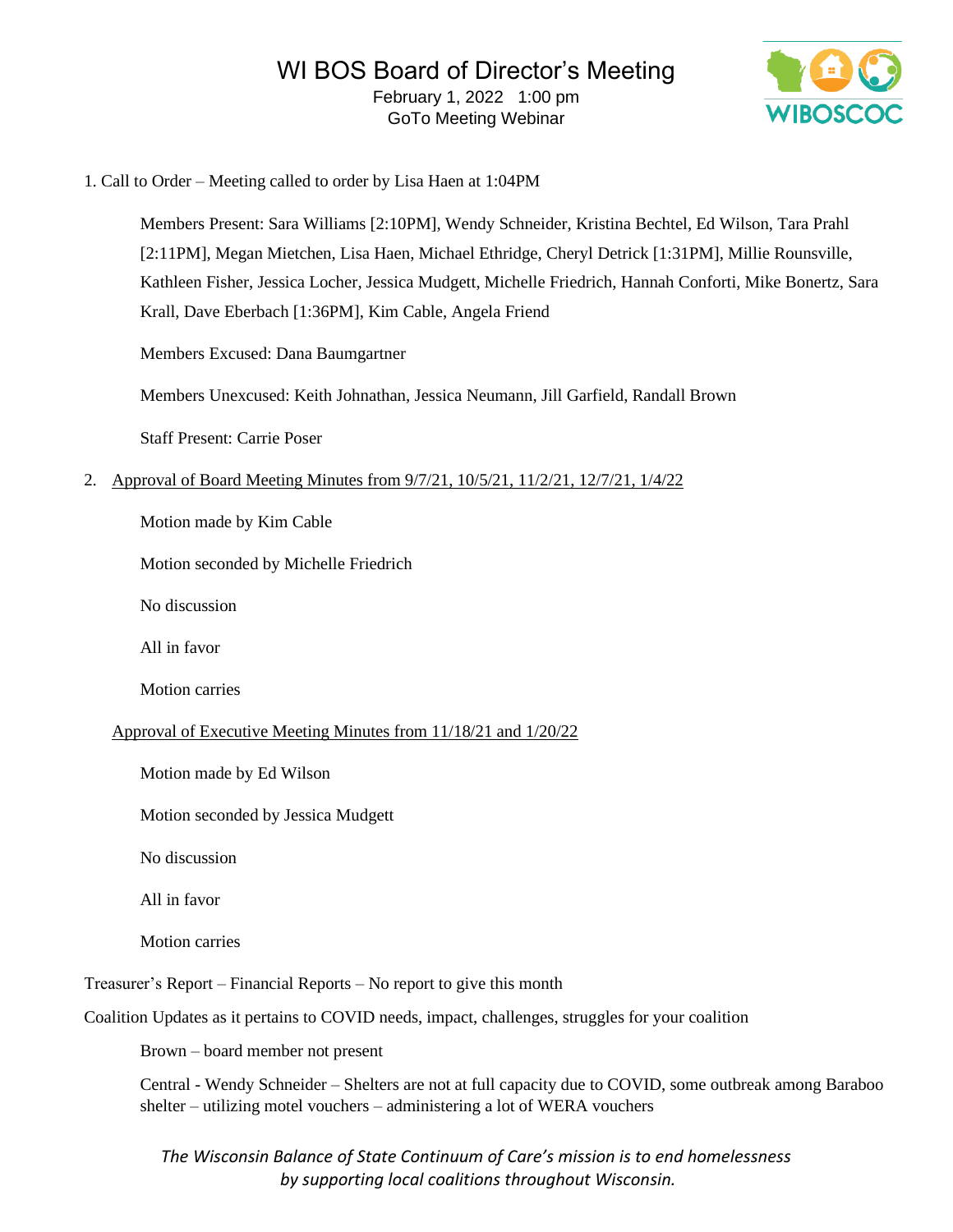# WI BOS Board of Director's Meeting

February 1, 2022 1:00 pm
GoTo Meeting Webinar

1. Call to Order – Meeting called to order by Lisa Haen at 1:04PM

   Members Present: Sara Williams [2:10PM], Wendy Schneider, Kristina Bechtel, Ed Wilson, Tara Prahl [2:11PM], Megan Mietchen, Lisa Haen, Michael Ethridge, Cheryl Detrick [1:31PM], Millie Rounsville, Kathleen Fisher, Jessica Locher, Jessica Mudgett, Michelle Friedrich, Hannah Conforti, Mike Bonertz, Sara Krall, Dave Eberbach [1:36PM], Kim Cable, Angela Friend

   Members Excused: Dana Baumgartner

   Members Unexcused: Keith Johnathan, Jessica Neumann, Jill Garfield, Randall Brown

   Staff Present: Carrie Poser

2. <u>Approval of Board Meeting Minutes from 9/7/21, 10/5/21, 11/2/21, 12/7/21, 1/4/22</u>

   Motion made by Kim Cable

   Motion seconded by Michelle Friedrich

   No discussion

   All in favor

   Motion carries

   <u>Approval of Executive Meeting Minutes from 11/18/21 and 1/20/22</u>

   Motion made by Ed Wilson

   Motion seconded by Jessica Mudgett

   No discussion

   All in favor

   Motion carries

Treasurer's Report – Financial Reports – No report to give this month

Coalition Updates as it pertains to COVID needs, impact, challenges, struggles for your coalition

   Brown – board member not present

   Central - Wendy Schneider – Shelters are not at full capacity due to COVID, some outbreak among Baraboo shelter – utilizing motel vouchers – administering a lot of WERA vouchers

*The Wisconsin Balance of State Continuum of Care's mission is to end homelessness by supporting local coalitions throughout Wisconsin.*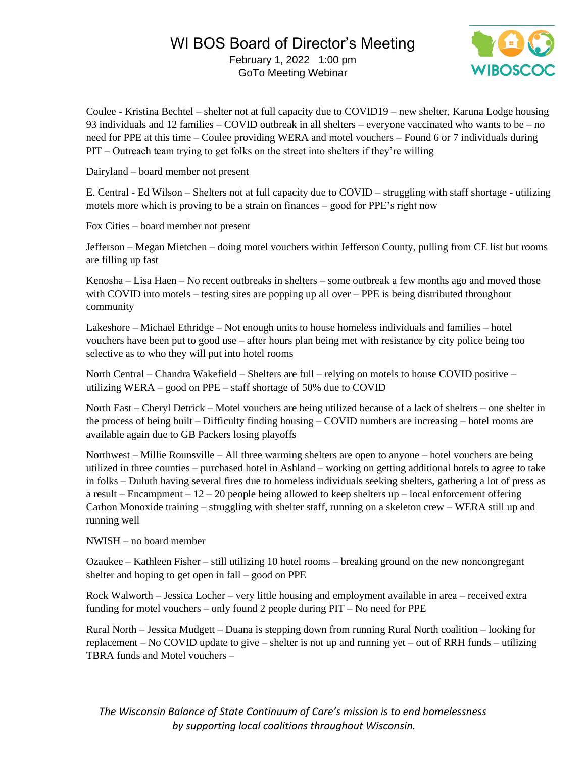# WI BOS Board of Director's Meeting

February 1, 2022 1:00 pm
GoTo Meeting Webinar

Coulee - Kristina Bechtel – shelter not at full capacity due to COVID19 – new shelter, Karuna Lodge housing 93 individuals and 12 families – COVID outbreak in all shelters – everyone vaccinated who wants to be – no need for PPE at this time – Coulee providing WERA and motel vouchers – Found 6 or 7 individuals during PIT – Outreach team trying to get folks on the street into shelters if they're willing

Dairyland – board member not present

E. Central - Ed Wilson – Shelters not at full capacity due to COVID – struggling with staff shortage - utilizing motels more which is proving to be a strain on finances – good for PPE's right now

Fox Cities – board member not present

Jefferson – Megan Mietchen – doing motel vouchers within Jefferson County, pulling from CE list but rooms are filling up fast

Kenosha – Lisa Haen – No recent outbreaks in shelters – some outbreak a few months ago and moved those with COVID into motels – testing sites are popping up all over – PPE is being distributed throughout community

Lakeshore – Michael Ethridge – Not enough units to house homeless individuals and families – hotel vouchers have been put to good use – after hours plan being met with resistance by city police being too selective as to who they will put into hotel rooms

North Central – Chandra Wakefield – Shelters are full – relying on motels to house COVID positive – utilizing WERA – good on PPE – staff shortage of 50% due to COVID

North East – Cheryl Detrick – Motel vouchers are being utilized because of a lack of shelters – one shelter in the process of being built – Difficulty finding housing – COVID numbers are increasing – hotel rooms are available again due to GB Packers losing playoffs

Northwest – Millie Rounsville – All three warming shelters are open to anyone – hotel vouchers are being utilized in three counties – purchased hotel in Ashland – working on getting additional hotels to agree to take in folks – Duluth having several fires due to homeless individuals seeking shelters, gathering a lot of press as a result – Encampment – 12 – 20 people being allowed to keep shelters up – local enforcement offering Carbon Monoxide training – struggling with shelter staff, running on a skeleton crew – WERA still up and running well

NWISH – no board member

Ozaukee – Kathleen Fisher – still utilizing 10 hotel rooms – breaking ground on the new noncongregant shelter and hoping to get open in fall – good on PPE

Rock Walworth – Jessica Locher – very little housing and employment available in area – received extra funding for motel vouchers – only found 2 people during PIT – No need for PPE

Rural North – Jessica Mudgett – Duana is stepping down from running Rural North coalition – looking for replacement – No COVID update to give – shelter is not up and running yet – out of RRH funds – utilizing TBRA funds and Motel vouchers –

*The Wisconsin Balance of State Continuum of Care's mission is to end homelessness by supporting local coalitions throughout Wisconsin.*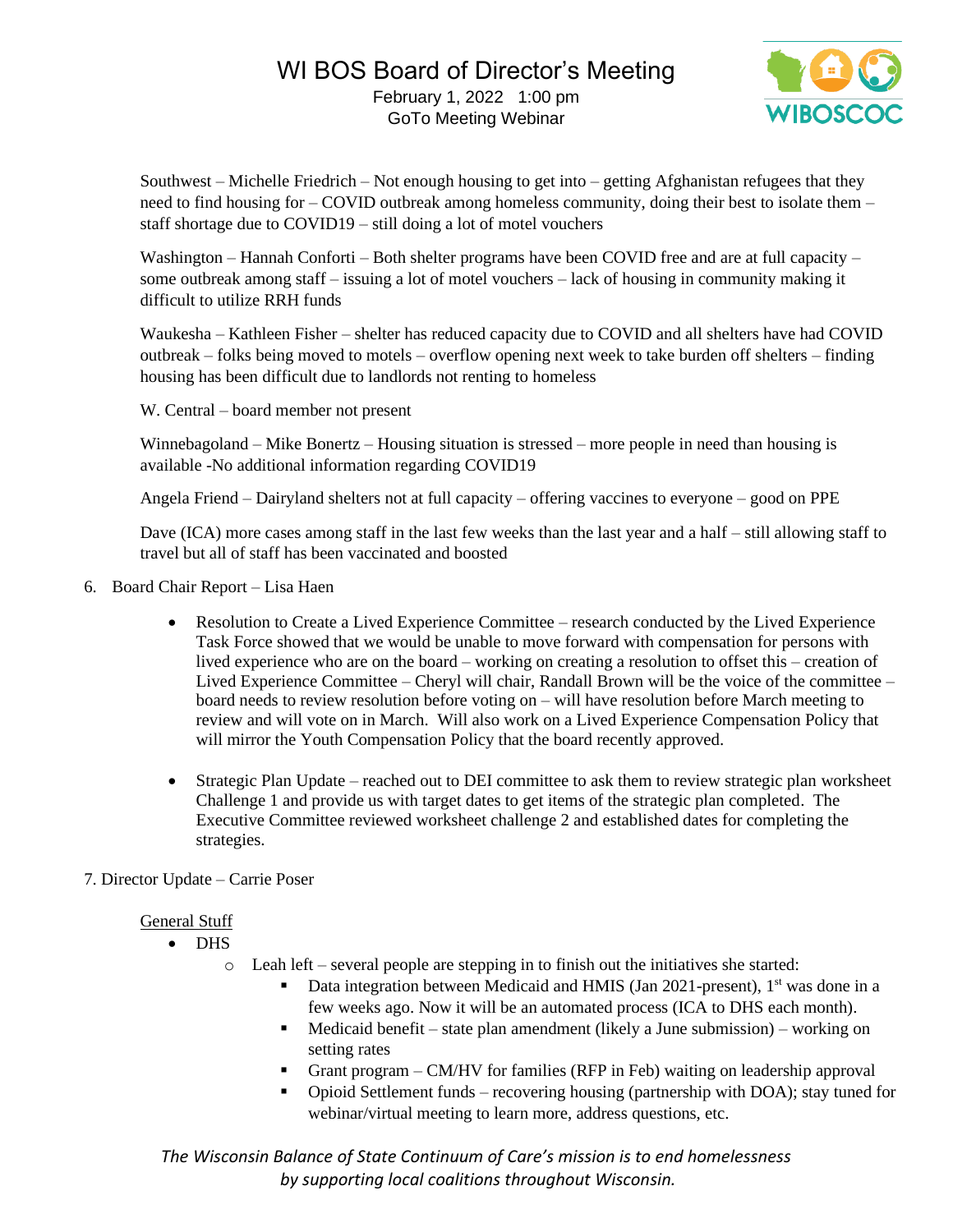Southwest – Michelle Friedrich – Not enough housing to get into – getting Afghanistan refugees that they need to find housing for – COVID outbreak among homeless community, doing their best to isolate them – staff shortage due to COVID19 – still doing a lot of motel vouchers

Washington – Hannah Conforti – Both shelter programs have been COVID free and are at full capacity – some outbreak among staff – issuing a lot of motel vouchers – lack of housing in community making it difficult to utilize RRH funds

Waukesha – Kathleen Fisher – shelter has reduced capacity due to COVID and all shelters have had COVID outbreak – folks being moved to motels – overflow opening next week to take burden off shelters – finding housing has been difficult due to landlords not renting to homeless

W. Central – board member not present

Winnebagoland – Mike Bonertz – Housing situation is stressed – more people in need than housing is available -No additional information regarding COVID19

Angela Friend – Dairyland shelters not at full capacity – offering vaccines to everyone – good on PPE

Dave (ICA) more cases among staff in the last few weeks than the last year and a half – still allowing staff to travel but all of staff has been vaccinated and boosted

6. Board Chair Report – Lisa Haen

   - Resolution to Create a Lived Experience Committee – research conducted by the Lived Experience Task Force showed that we would be unable to move forward with compensation for persons with lived experience who are on the board – working on creating a resolution to offset this – creation of Lived Experience Committee – Cheryl will chair, Randall Brown will be the voice of the committee – board needs to review resolution before voting on – will have resolution before March meeting to review and will vote on in March. Will also work on a Lived Experience Compensation Policy that will mirror the Youth Compensation Policy that the board recently approved.

   - Strategic Plan Update – reached out to DEI committee to ask them to review strategic plan worksheet Challenge 1 and provide us with target dates to get items of the strategic plan completed. The Executive Committee reviewed worksheet challenge 2 and established dates for completing the strategies.

7. Director Update – Carrie Poser

<u>General Stuff</u>

- DHS
  - Leah left – several people are stepping in to finish out the initiatives she started:
    - Data integration between Medicaid and HMIS (Jan 2021-present), 1st was done in a few weeks ago. Now it will be an automated process (ICA to DHS each month).
    - Medicaid benefit – state plan amendment (likely a June submission) – working on setting rates
    - Grant program – CM/HV for families (RFP in Feb) waiting on leadership approval
    - Opioid Settlement funds – recovering housing (partnership with DOA); stay tuned for webinar/virtual meeting to learn more, address questions, etc.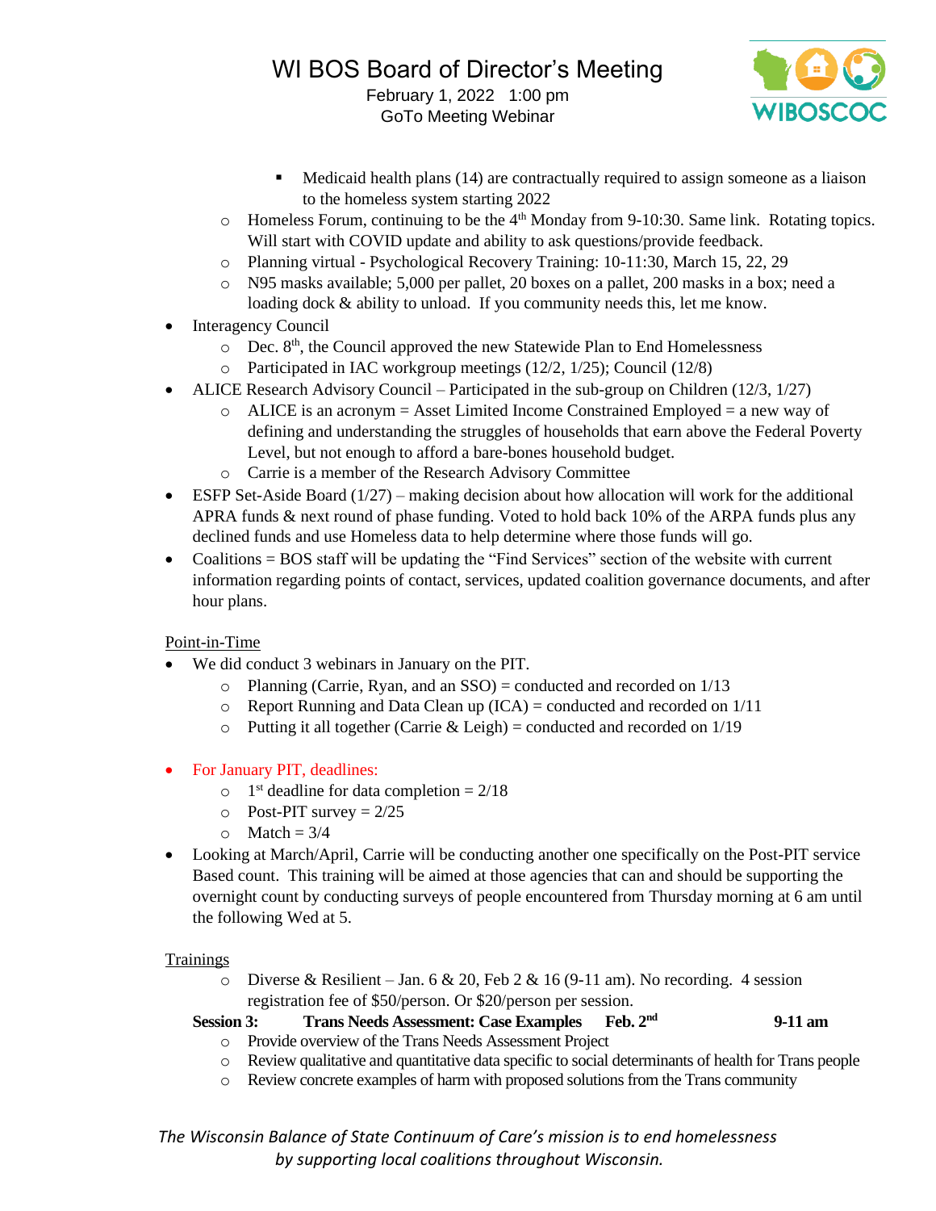- Medicaid health plans (14) are contractually required to assign someone as a liaison to the homeless system starting 2022
  - Homeless Forum, continuing to be the 4th Monday from 9-10:30. Same link. Rotating topics. Will start with COVID update and ability to ask questions/provide feedback.
  - Planning virtual - Psychological Recovery Training: 10-11:30, March 15, 22, 29
  - N95 masks available; 5,000 per pallet, 20 boxes on a pallet, 200 masks in a box; need a loading dock & ability to unload. If you community needs this, let me know.
- Interagency Council
  - Dec. 8th, the Council approved the new Statewide Plan to End Homelessness
  - Participated in IAC workgroup meetings (12/2, 1/25); Council (12/8)
- ALICE Research Advisory Council – Participated in the sub-group on Children (12/3, 1/27)
  - ALICE is an acronym = Asset Limited Income Constrained Employed = a new way of defining and understanding the struggles of households that earn above the Federal Poverty Level, but not enough to afford a bare-bones household budget.
  - Carrie is a member of the Research Advisory Committee
- ESFP Set-Aside Board (1/27) – making decision about how allocation will work for the additional APRA funds & next round of phase funding. Voted to hold back 10% of the ARPA funds plus any declined funds and use Homeless data to help determine where those funds will go.
- Coalitions = BOS staff will be updating the "Find Services" section of the website with current information regarding points of contact, services, updated coalition governance documents, and after hour plans.

Point-in-Time

- We did conduct 3 webinars in January on the PIT.
  - Planning (Carrie, Ryan, and an SSO) = conducted and recorded on 1/13
  - Report Running and Data Clean up (ICA) = conducted and recorded on 1/11
  - Putting it all together (Carrie & Leigh) = conducted and recorded on 1/19

- For January PIT, deadlines:
  - 1st deadline for data completion = 2/18
  - Post-PIT survey = 2/25
  - Match = 3/4
- Looking at March/April, Carrie will be conducting another one specifically on the Post-PIT service Based count. This training will be aimed at those agencies that can and should be supporting the overnight count by conducting surveys of people encountered from Thursday morning at 6 am until the following Wed at 5.

Trainings

  - Diverse & Resilient – Jan. 6 & 20, Feb 2 & 16 (9-11 am). No recording. 4 session registration fee of $50/person. Or $20/person per session.

**Session 3: Trans Needs Assessment: Case Examples Feb. 2nd 9-11 am**

  - Provide overview of the Trans Needs Assessment Project
  - Review qualitative and quantitative data specific to social determinants of health for Trans people
  - Review concrete examples of harm with proposed solutions from the Trans community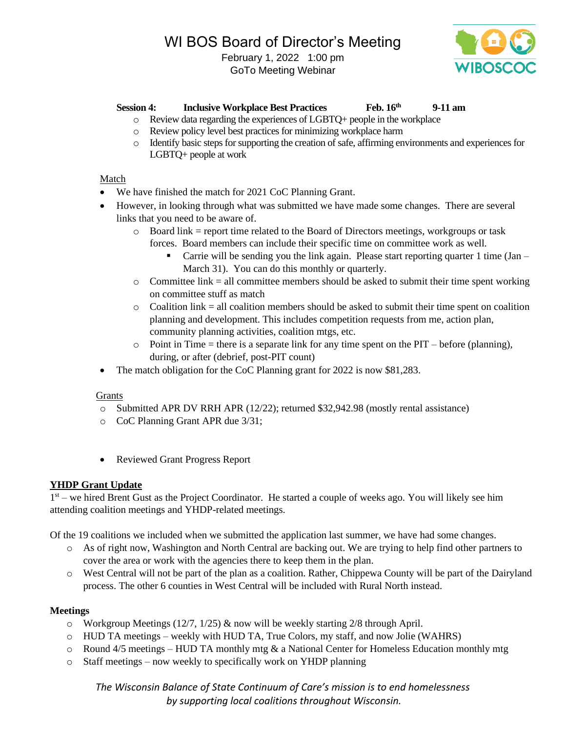**Session 4: Inclusive Workplace Best Practices Feb. 16th 9-11 am**

- Review data regarding the experiences of LGBTQ+ people in the workplace
- Review policy level best practices for minimizing workplace harm
- Identify basic steps for supporting the creation of safe, affirming environments and experiences for LGBTQ+ people at work

Match

- We have finished the match for 2021 CoC Planning Grant.
- However, in looking through what was submitted we have made some changes. There are several links that you need to be aware of.
  - Board link = report time related to the Board of Directors meetings, workgroups or task forces. Board members can include their specific time on committee work as well.
    - Carrie will be sending you the link again. Please start reporting quarter 1 time (Jan – March 31). You can do this monthly or quarterly.
  - Committee link = all committee members should be asked to submit their time spent working on committee stuff as match
  - Coalition link = all coalition members should be asked to submit their time spent on coalition planning and development. This includes competition requests from me, action plan, community planning activities, coalition mtgs, etc.
  - Point in Time = there is a separate link for any time spent on the PIT – before (planning), during, or after (debrief, post-PIT count)
- The match obligation for the CoC Planning grant for 2022 is now $81,283.

Grants

- Submitted APR DV RRH APR (12/22); returned $32,942.98 (mostly rental assistance)
- CoC Planning Grant APR due 3/31;

- Reviewed Grant Progress Report

**YHDP Grant Update**

1st – we hired Brent Gust as the Project Coordinator. He started a couple of weeks ago. You will likely see him attending coalition meetings and YHDP-related meetings.

Of the 19 coalitions we included when we submitted the application last summer, we have had some changes.

- As of right now, Washington and North Central are backing out. We are trying to help find other partners to cover the area or work with the agencies there to keep them in the plan.
- West Central will not be part of the plan as a coalition. Rather, Chippewa County will be part of the Dairyland process. The other 6 counties in West Central will be included with Rural North instead.

**Meetings**

- Workgroup Meetings (12/7, 1/25) & now will be weekly starting 2/8 through April.
- HUD TA meetings – weekly with HUD TA, True Colors, my staff, and now Jolie (WAHRS)
- Round 4/5 meetings – HUD TA monthly mtg & a National Center for Homeless Education monthly mtg
- Staff meetings – now weekly to specifically work on YHDP planning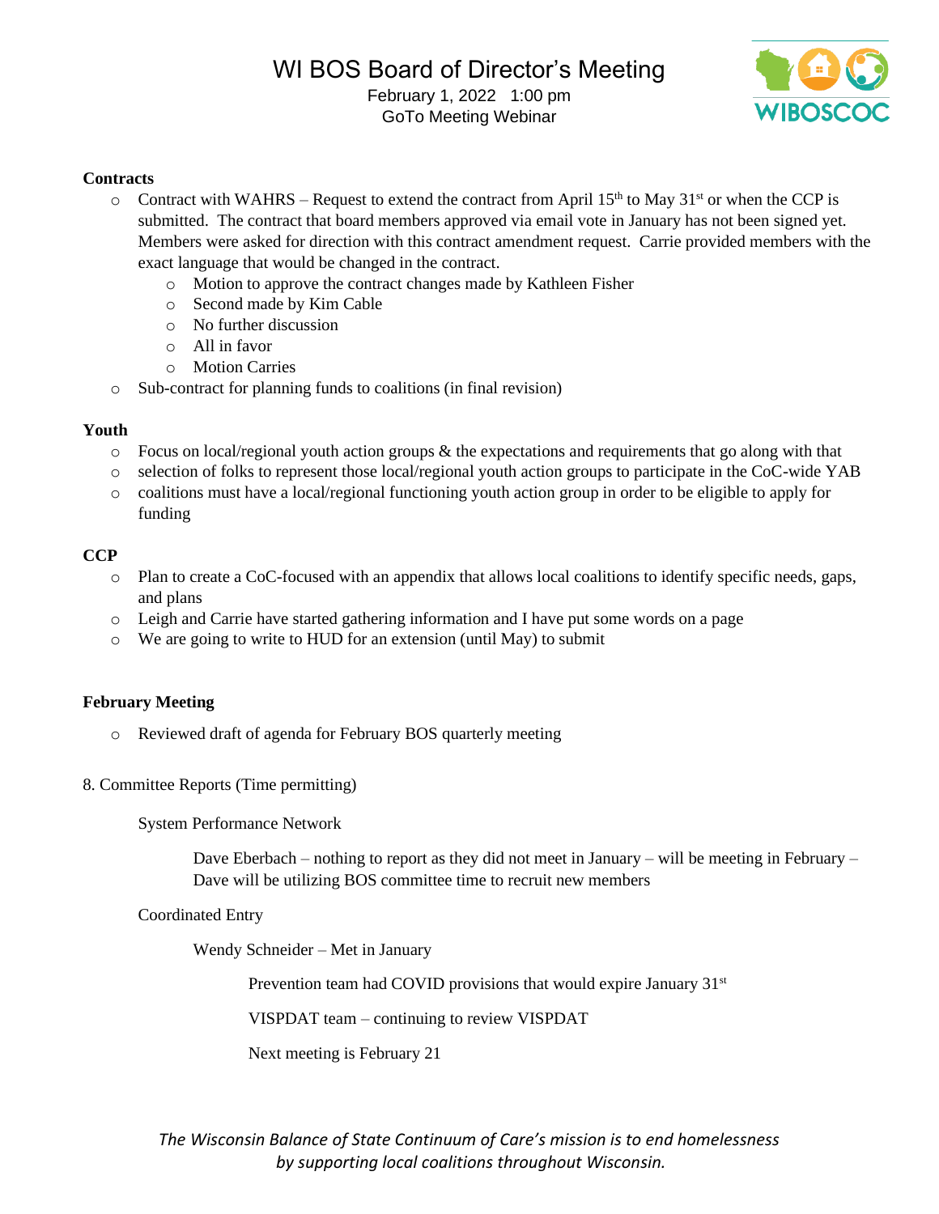**Contracts**

- Contract with WAHRS – Request to extend the contract from April 15th to May 31st or when the CCP is submitted. The contract that board members approved via email vote in January has not been signed yet. Members were asked for direction with this contract amendment request. Carrie provided members with the exact language that would be changed in the contract.
  - Motion to approve the contract changes made by Kathleen Fisher
  - Second made by Kim Cable
  - No further discussion
  - All in favor
  - Motion Carries
- Sub-contract for planning funds to coalitions (in final revision)

**Youth**

- Focus on local/regional youth action groups & the expectations and requirements that go along with that
- selection of folks to represent those local/regional youth action groups to participate in the CoC-wide YAB
- coalitions must have a local/regional functioning youth action group in order to be eligible to apply for funding

**CCP**

- Plan to create a CoC-focused with an appendix that allows local coalitions to identify specific needs, gaps, and plans
- Leigh and Carrie have started gathering information and I have put some words on a page
- We are going to write to HUD for an extension (until May) to submit

**February Meeting**

- Reviewed draft of agenda for February BOS quarterly meeting

8. Committee Reports (Time permitting)

System Performance Network

Dave Eberbach – nothing to report as they did not meet in January – will be meeting in February – Dave will be utilizing BOS committee time to recruit new members

Coordinated Entry

Wendy Schneider – Met in January

Prevention team had COVID provisions that would expire January 31st

VISPDAT team – continuing to review VISPDAT

Next meeting is February 21

*The Wisconsin Balance of State Continuum of Care's mission is to end homelessness by supporting local coalitions throughout Wisconsin.*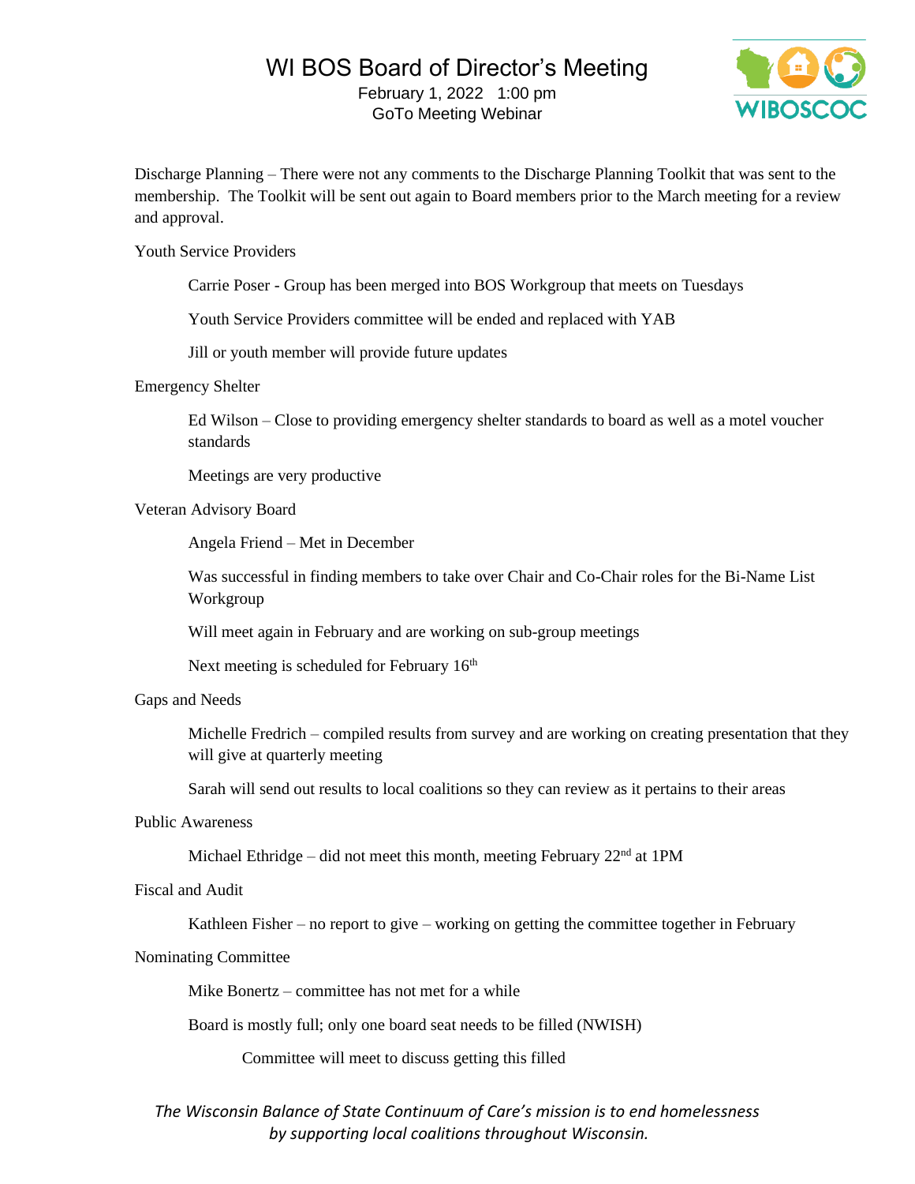Discharge Planning – There were not any comments to the Discharge Planning Toolkit that was sent to the membership. The Toolkit will be sent out again to Board members prior to the March meeting for a review and approval.

Youth Service Providers

Carrie Poser - Group has been merged into BOS Workgroup that meets on Tuesdays

Youth Service Providers committee will be ended and replaced with YAB

Jill or youth member will provide future updates

Emergency Shelter

Ed Wilson – Close to providing emergency shelter standards to board as well as a motel voucher standards

Meetings are very productive

Veteran Advisory Board

Angela Friend – Met in December

Was successful in finding members to take over Chair and Co-Chair roles for the Bi-Name List Workgroup

Will meet again in February and are working on sub-group meetings

Next meeting is scheduled for February 16th

Gaps and Needs

Michelle Fredrich – compiled results from survey and are working on creating presentation that they will give at quarterly meeting

Sarah will send out results to local coalitions so they can review as it pertains to their areas

Public Awareness

Michael Ethridge – did not meet this month, meeting February 22nd at 1PM

Fiscal and Audit

Kathleen Fisher – no report to give – working on getting the committee together in February

Nominating Committee

Mike Bonertz – committee has not met for a while

Board is mostly full; only one board seat needs to be filled (NWISH)

Committee will meet to discuss getting this filled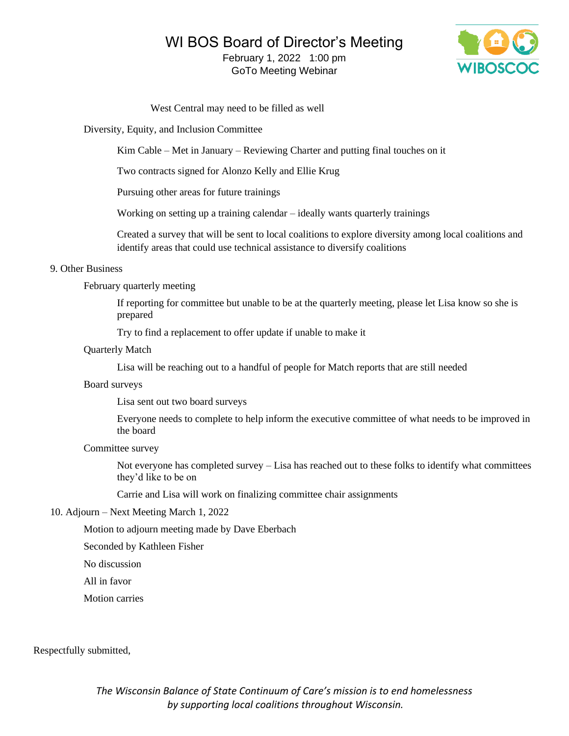West Central may need to be filled as well

Diversity, Equity, and Inclusion Committee

Kim Cable – Met in January – Reviewing Charter and putting final touches on it

Two contracts signed for Alonzo Kelly and Ellie Krug

Pursuing other areas for future trainings

Working on setting up a training calendar – ideally wants quarterly trainings

Created a survey that will be sent to local coalitions to explore diversity among local coalitions and identify areas that could use technical assistance to diversify coalitions

9. Other Business

February quarterly meeting

If reporting for committee but unable to be at the quarterly meeting, please let Lisa know so she is prepared

Try to find a replacement to offer update if unable to make it

Quarterly Match

Lisa will be reaching out to a handful of people for Match reports that are still needed

Board surveys

Lisa sent out two board surveys

Everyone needs to complete to help inform the executive committee of what needs to be improved in the board

Committee survey

Not everyone has completed survey – Lisa has reached out to these folks to identify what committees they'd like to be on

Carrie and Lisa will work on finalizing committee chair assignments

10. Adjourn – Next Meeting March 1, 2022

Motion to adjourn meeting made by Dave Eberbach

Seconded by Kathleen Fisher

No discussion

All in favor

Motion carries

Respectfully submitted,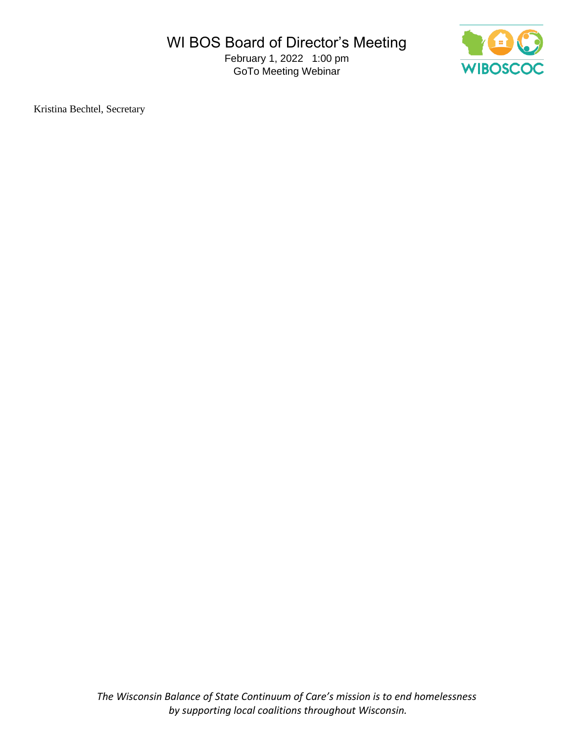Kristina Bechtel, Secretary